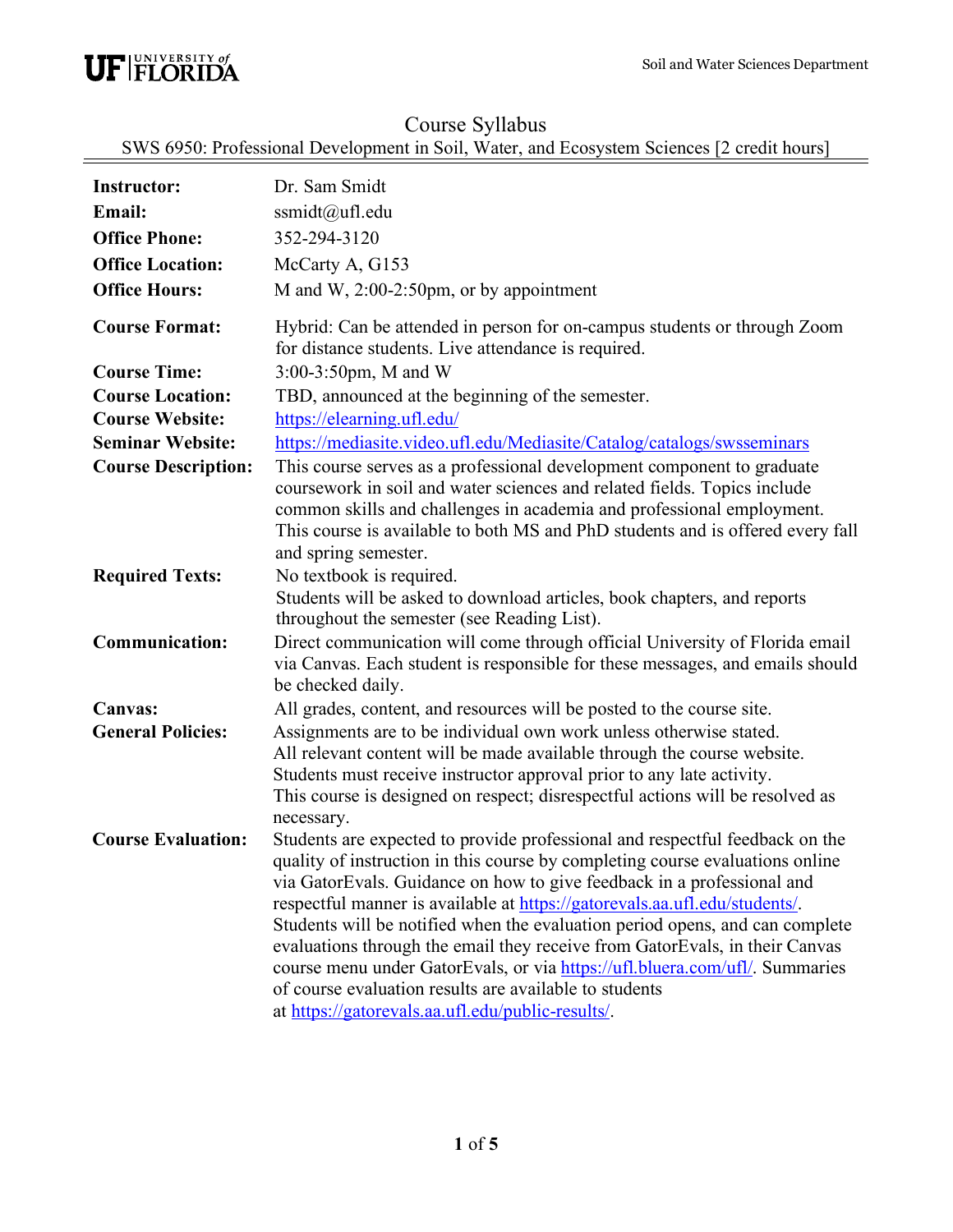# Course Syllabus

## SWS 6950: Professional Development in Soil, Water, and Ecosystem Sciences [2 credit hours]

| | |
|---|---|
| **Instructor:** | Dr. Sam Smidt |
| **Email:** | ssmidt@ufl.edu |
| **Office Phone:** | 352-294-3120 |
| **Office Location:** | McCarty A, G153 |
| **Office Hours:** | M and W, 2:00-2:50pm, or by appointment |
| **Course Format:** | Hybrid: Can be attended in person for on-campus students or through Zoom for distance students. Live attendance is required. |
| **Course Time:** | 3:00-3:50pm, M and W |
| **Course Location:** | TBD, announced at the beginning of the semester. |
| **Course Website:** | https://elearning.ufl.edu/ |
| **Seminar Website:** | https://mediasite.video.ufl.edu/Mediasite/Catalog/catalogs/swsseminars |
| **Course Description:** | This course serves as a professional development component to graduate coursework in soil and water sciences and related fields. Topics include common skills and challenges in academia and professional employment. This course is available to both MS and PhD students and is offered every fall and spring semester. |
| **Required Texts:** | No textbook is required. Students will be asked to download articles, book chapters, and reports throughout the semester (see Reading List). |
| **Communication:** | Direct communication will come through official University of Florida email via Canvas. Each student is responsible for these messages, and emails should be checked daily. |
| **Canvas:** | All grades, content, and resources will be posted to the course site. |
| **General Policies:** | Assignments are to be individual own work unless otherwise stated. All relevant content will be made available through the course website. Students must receive instructor approval prior to any late activity. This course is designed on respect; disrespectful actions will be resolved as necessary. |
| **Course Evaluation:** | Students are expected to provide professional and respectful feedback on the quality of instruction in this course by completing course evaluations online via GatorEvals. Guidance on how to give feedback in a professional and respectful manner is available at https://gatorevals.aa.ufl.edu/students/. Students will be notified when the evaluation period opens, and can complete evaluations through the email they receive from GatorEvals, in their Canvas course menu under GatorEvals, or via https://ufl.bluera.com/ufl/. Summaries of course evaluation results are available to students at https://gatorevals.aa.ufl.edu/public-results/. |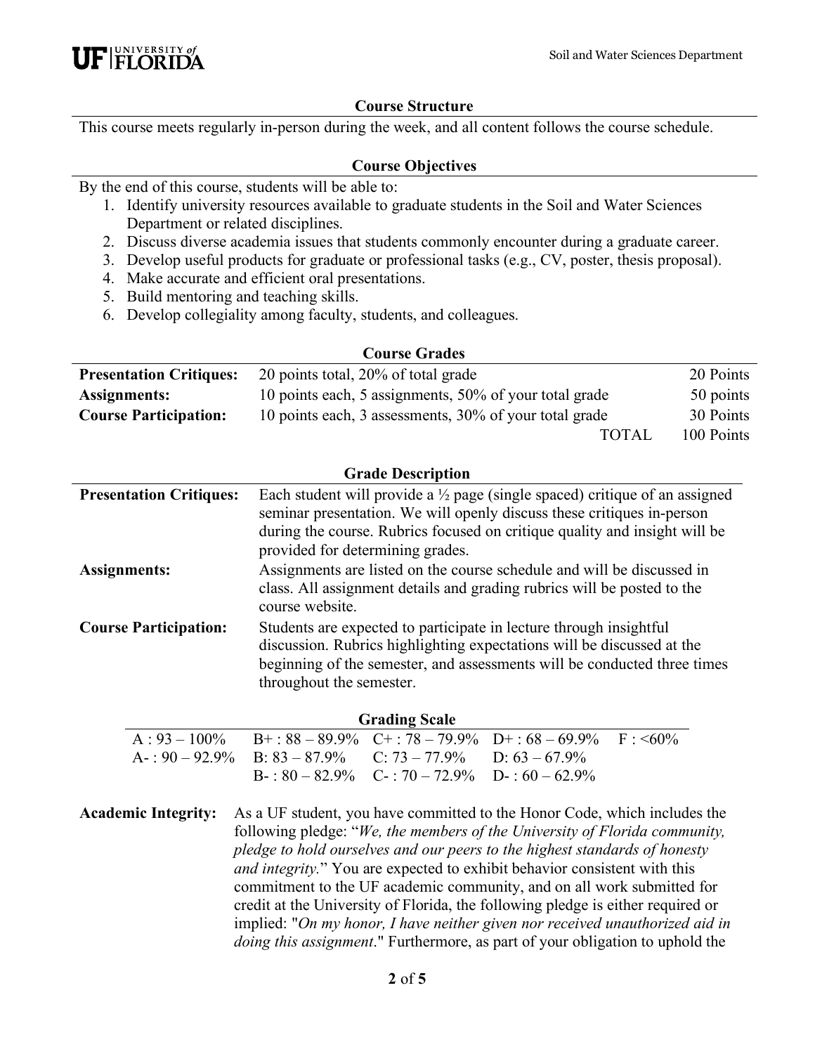## Course Structure

This course meets regularly in-person during the week, and all content follows the course schedule.

## Course Objectives

By the end of this course, students will be able to:

1. Identify university resources available to graduate students in the Soil and Water Sciences Department or related disciplines.
2. Discuss diverse academia issues that students commonly encounter during a graduate career.
3. Develop useful products for graduate or professional tasks (e.g., CV, poster, thesis proposal).
4. Make accurate and efficient oral presentations.
5. Build mentoring and teaching skills.
6. Develop collegiality among faculty, students, and colleagues.

## Course Grades

| | | |
|---|---|---|
| **Presentation Critiques:** | 20 points total, 20% of total grade | 20 Points |
| **Assignments:** | 10 points each, 5 assignments, 50% of your total grade | 50 points |
| **Course Participation:** | 10 points each, 3 assessments, 30% of your total grade | 30 Points |
| | TOTAL | 100 Points |

## Grade Description

| | |
|---|---|
| **Presentation Critiques:** | Each student will provide a ½ page (single spaced) critique of an assigned seminar presentation. We will openly discuss these critiques in-person during the course. Rubrics focused on critique quality and insight will be provided for determining grades. |
| **Assignments:** | Assignments are listed on the course schedule and will be discussed in class. All assignment details and grading rubrics will be posted to the course website. |
| **Course Participation:** | Students are expected to participate in lecture through insightful discussion. Rubrics highlighting expectations will be discussed at the beginning of the semester, and assessments will be conducted three times throughout the semester. |

## Grading Scale

| | | | | |
|---|---|---|---|---|
| A : 93 – 100% | B+ : 88 – 89.9% | C+ : 78 – 79.9% | D+ : 68 – 69.9% | F : <60% |
| A- : 90 – 92.9% | B: 83 – 87.9% | C: 73 – 77.9% | D: 63 – 67.9% | |
| | B- : 80 – 82.9% | C- : 70 – 72.9% | D- : 60 – 62.9% | |

**Academic Integrity:** As a UF student, you have committed to the Honor Code, which includes the following pledge: "*We, the members of the University of Florida community, pledge to hold ourselves and our peers to the highest standards of honesty and integrity.*" You are expected to exhibit behavior consistent with this commitment to the UF academic community, and on all work submitted for credit at the University of Florida, the following pledge is either required or implied: "*On my honor, I have neither given nor received unauthorized aid in doing this assignment*." Furthermore, as part of your obligation to uphold the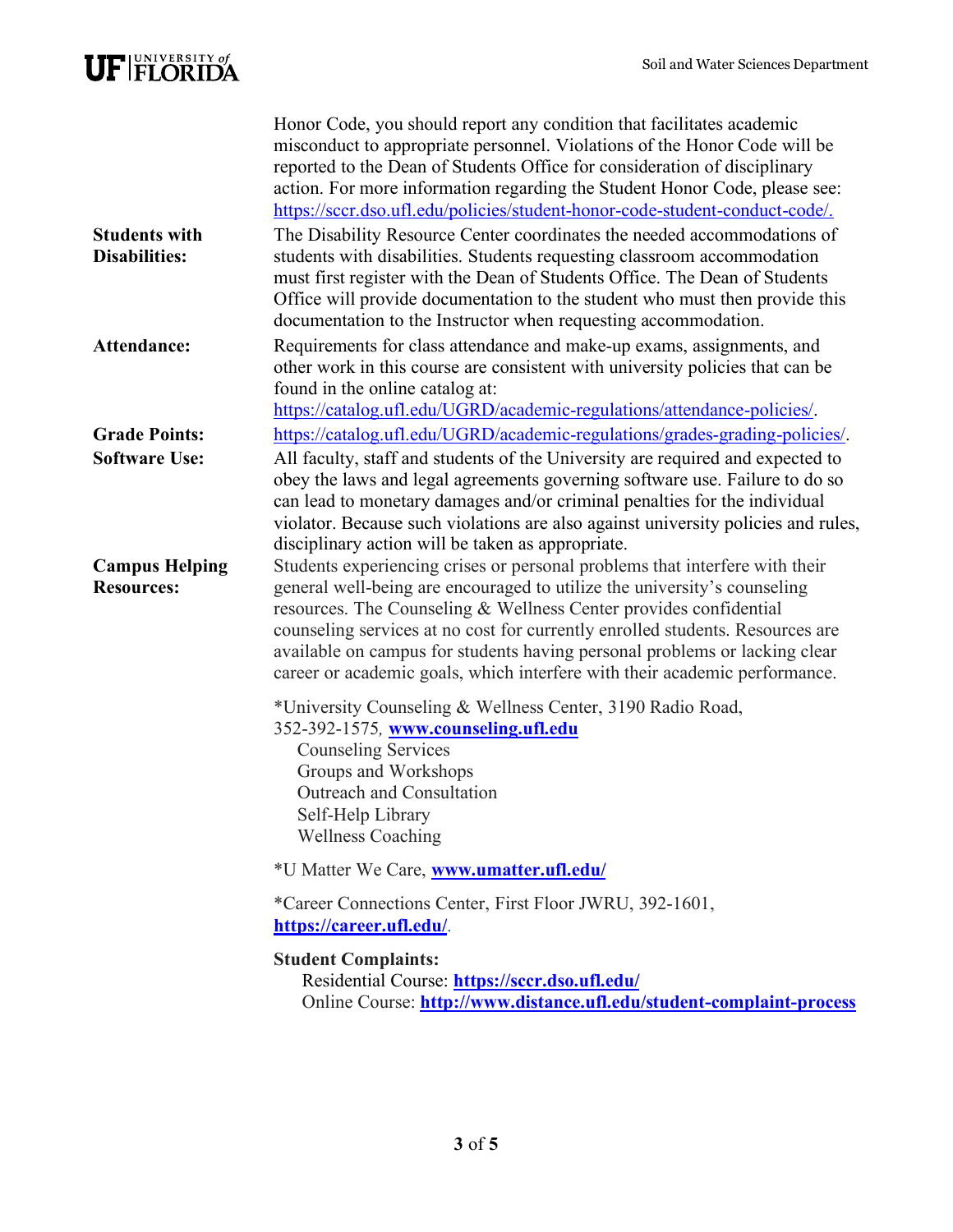Honor Code, you should report any condition that facilitates academic misconduct to appropriate personnel. Violations of the Honor Code will be reported to the Dean of Students Office for consideration of disciplinary action. For more information regarding the Student Honor Code, please see: https://sccr.dso.ufl.edu/policies/student-honor-code-student-conduct-code/.

**Students with Disabilities:** The Disability Resource Center coordinates the needed accommodations of students with disabilities. Students requesting classroom accommodation must first register with the Dean of Students Office. The Dean of Students Office will provide documentation to the student who must then provide this documentation to the Instructor when requesting accommodation.

**Attendance:** Requirements for class attendance and make-up exams, assignments, and other work in this course are consistent with university policies that can be found in the online catalog at: https://catalog.ufl.edu/UGRD/academic-regulations/attendance-policies/.

**Grade Points:** https://catalog.ufl.edu/UGRD/academic-regulations/grades-grading-policies/.

**Software Use:** All faculty, staff and students of the University are required and expected to obey the laws and legal agreements governing software use. Failure to do so can lead to monetary damages and/or criminal penalties for the individual violator. Because such violations are also against university policies and rules, disciplinary action will be taken as appropriate.

**Campus Helping Resources:** Students experiencing crises or personal problems that interfere with their general well-being are encouraged to utilize the university's counseling resources. The Counseling & Wellness Center provides confidential counseling services at no cost for currently enrolled students. Resources are available on campus for students having personal problems or lacking clear career or academic goals, which interfere with their academic performance.

*University Counseling & Wellness Center, 3190 Radio Road, 352-392-1575, **www.counseling.ufl.edu**
- Counseling Services
- Groups and Workshops
- Outreach and Consultation
- Self-Help Library
- Wellness Coaching

*U Matter We Care, **www.umatter.ufl.edu/**

*Career Connections Center, First Floor JWRU, 392-1601, **https://career.ufl.edu/**.

**Student Complaints:**
- Residential Course: **https://sccr.dso.ufl.edu/**
- Online Course: **http://www.distance.ufl.edu/student-complaint-process**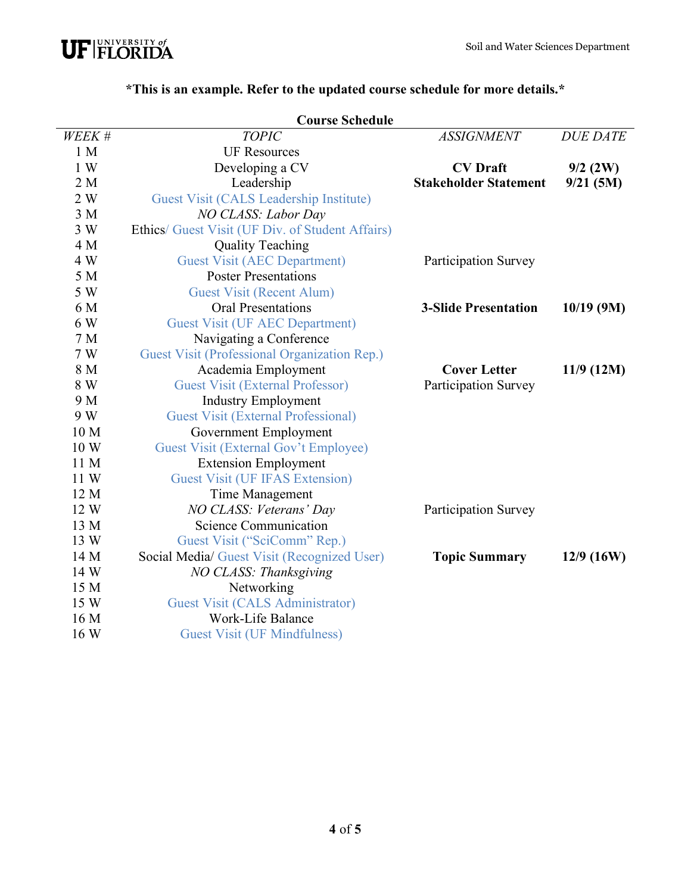**\*This is an example. Refer to the updated course schedule for more details.\***

**Course Schedule**

| *WEEK #* | *TOPIC* | *ASSIGNMENT* | *DUE DATE* |
|---|---|---|---|
| 1 M | UF Resources | | |
| 1 W | Developing a CV | **CV Draft** | **9/2 (2W)** |
| 2 M | Leadership | **Stakeholder Statement** | **9/21 (5M)** |
| 2 W | Guest Visit (CALS Leadership Institute) | | |
| 3 M | *NO CLASS: Labor Day* | | |
| 3 W | Ethics/ Guest Visit (UF Div. of Student Affairs) | | |
| 4 M | Quality Teaching | | |
| 4 W | Guest Visit (AEC Department) | Participation Survey | |
| 5 M | Poster Presentations | | |
| 5 W | Guest Visit (Recent Alum) | | |
| 6 M | Oral Presentations | **3-Slide Presentation** | **10/19 (9M)** |
| 6 W | Guest Visit (UF AEC Department) | | |
| 7 M | Navigating a Conference | | |
| 7 W | Guest Visit (Professional Organization Rep.) | | |
| 8 M | Academia Employment | **Cover Letter** | **11/9 (12M)** |
| 8 W | Guest Visit (External Professor) | Participation Survey | |
| 9 M | Industry Employment | | |
| 9 W | Guest Visit (External Professional) | | |
| 10 M | Government Employment | | |
| 10 W | Guest Visit (External Gov't Employee) | | |
| 11 M | Extension Employment | | |
| 11 W | Guest Visit (UF IFAS Extension) | | |
| 12 M | Time Management | | |
| 12 W | *NO CLASS: Veterans' Day* | Participation Survey | |
| 13 M | Science Communication | | |
| 13 W | Guest Visit ("SciComm" Rep.) | | |
| 14 M | Social Media/ Guest Visit (Recognized User) | **Topic Summary** | **12/9 (16W)** |
| 14 W | *NO CLASS: Thanksgiving* | | |
| 15 M | Networking | | |
| 15 W | Guest Visit (CALS Administrator) | | |
| 16 M | Work-Life Balance | | |
| 16 W | Guest Visit (UF Mindfulness) | | |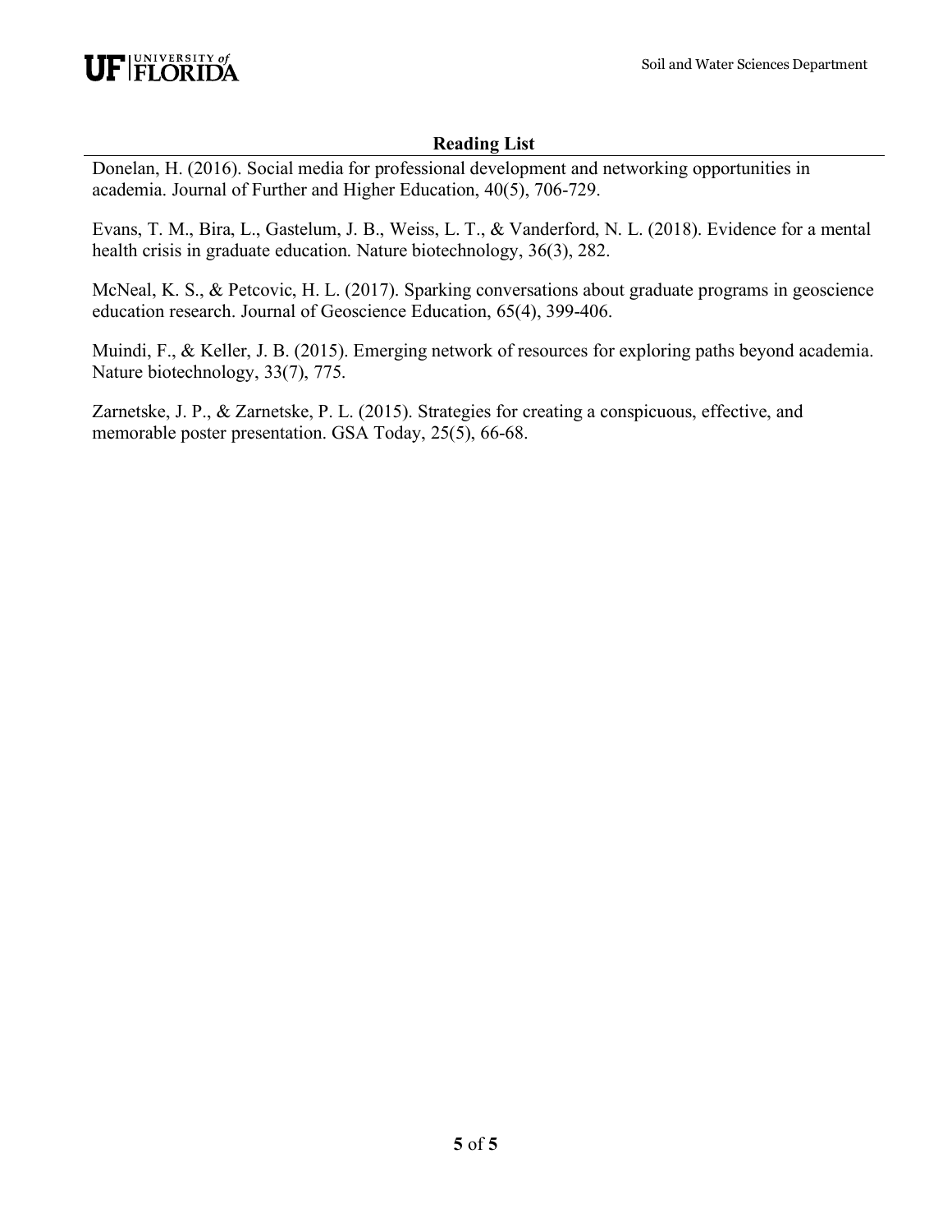## Reading List

Donelan, H. (2016). Social media for professional development and networking opportunities in academia. Journal of Further and Higher Education, 40(5), 706-729.

Evans, T. M., Bira, L., Gastelum, J. B., Weiss, L. T., & Vanderford, N. L. (2018). Evidence for a mental health crisis in graduate education. Nature biotechnology, 36(3), 282.

McNeal, K. S., & Petcovic, H. L. (2017). Sparking conversations about graduate programs in geoscience education research. Journal of Geoscience Education, 65(4), 399-406.

Muindi, F., & Keller, J. B. (2015). Emerging network of resources for exploring paths beyond academia. Nature biotechnology, 33(7), 775.

Zarnetske, J. P., & Zarnetske, P. L. (2015). Strategies for creating a conspicuous, effective, and memorable poster presentation. GSA Today, 25(5), 66-68.